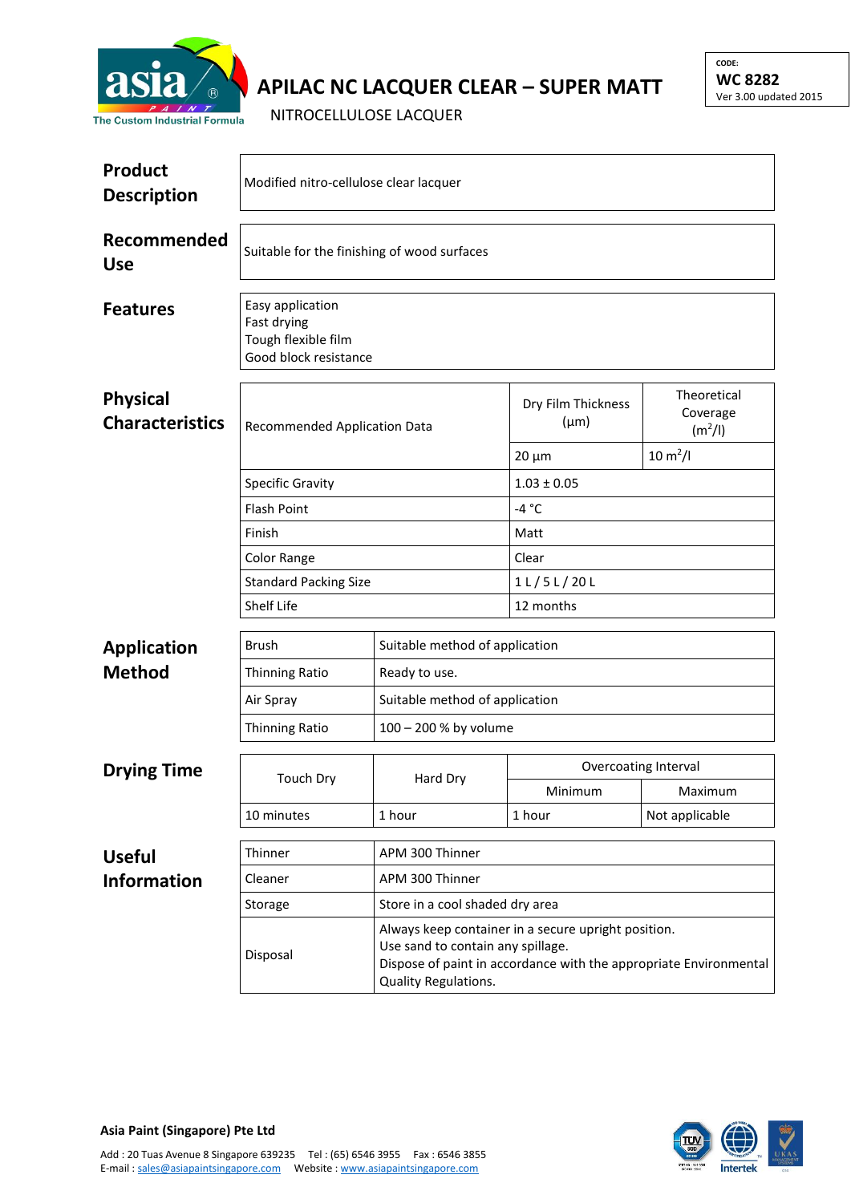# APILAC NC LACQUER CLEAR – SUPER MATT

NITROCELLULOSE LACQUER

CODE:
**WC 8282**
Ver 3.00 updated 2015

## Product Description

Modified nitro-cellulose clear lacquer

## Recommended Use

Suitable for the finishing of wood surfaces

## Features

- Easy application
- Fast drying
- Tough flexible film
- Good block resistance

## Physical Characteristics

| Recommended Application Data | Dry Film Thickness (μm) | Theoretical Coverage ($m^2/l$) |
|---|---|---|
| | 20 μm | 10 $m^2/l$ |
| Specific Gravity | 1.03 ± 0.05 | |
| Flash Point | -4 °C | |
| Finish | Matt | |
| Color Range | Clear | |
| Standard Packing Size | 1 L / 5 L / 20 L | |
| Shelf Life | 12 months | |

## Application Method

| | |
|---|---|
| Brush | Suitable method of application |
| Thinning Ratio | Ready to use. |
| Air Spray | Suitable method of application |
| Thinning Ratio | 100 – 200 % by volume |

## Drying Time

| Touch Dry | Hard Dry | Overcoating Interval | |
|---|---|---|---|
| | | Minimum | Maximum |
| 10 minutes | 1 hour | 1 hour | Not applicable |

## Useful Information

| | |
|---|---|
| Thinner | APM 300 Thinner |
| Cleaner | APM 300 Thinner |
| Storage | Store in a cool shaded dry area |
| Disposal | Always keep container in a secure upright position.<br>Use sand to contain any spillage.<br>Dispose of paint in accordance with the appropriate Environmental Quality Regulations. |

**Asia Paint (Singapore) Pte Ltd**

Add : 20 Tuas Avenue 8 Singapore 639235 Tel : (65) 6546 3955 Fax : 6546 3855
E-mail : sales@asiapaintsingapore.com Website : www.asiapaintsingapore.com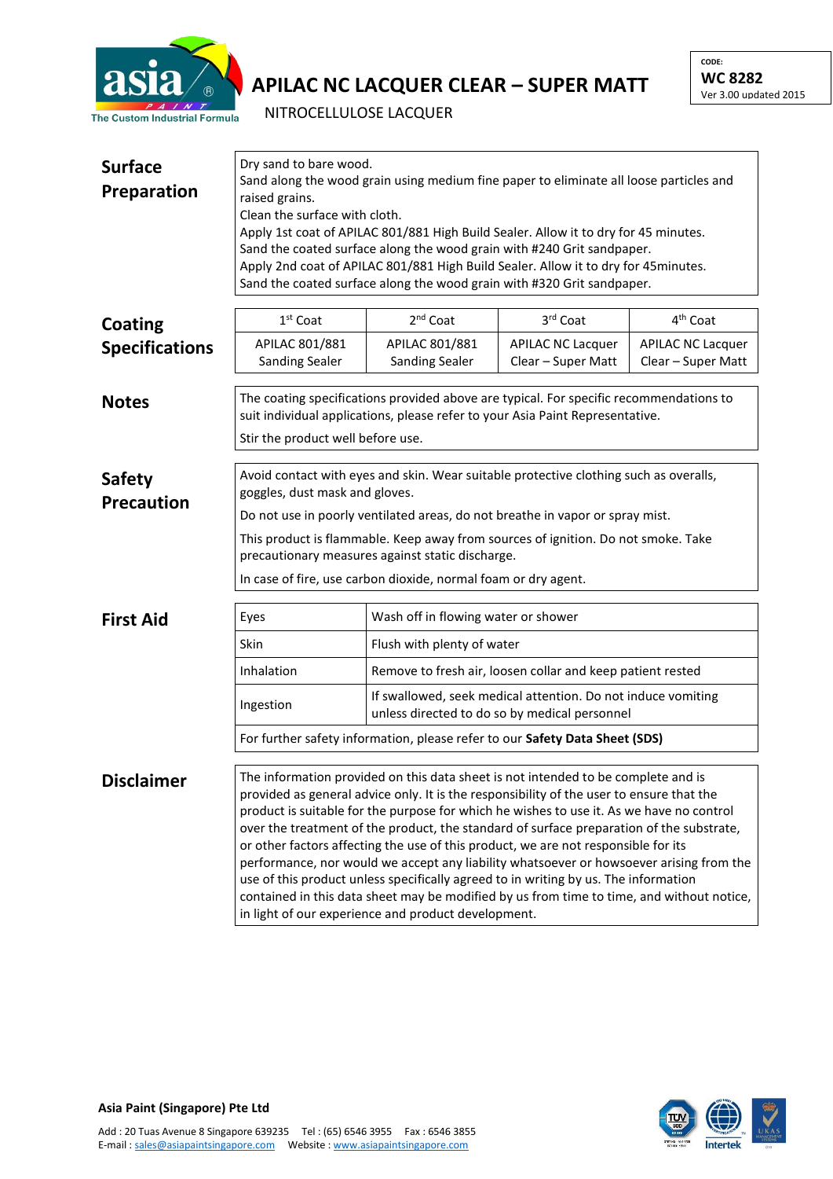# APILAC NC LACQUER CLEAR – SUPER MATT

NITROCELLULOSE LACQUER

CODE:
**WC 8282**
Ver 3.00 updated 2015

## Surface Preparation

Dry sand to bare wood.
Sand along the wood grain using medium fine paper to eliminate all loose particles and raised grains.
Clean the surface with cloth.
Apply 1st coat of APILAC 801/881 High Build Sealer. Allow it to dry for 45 minutes.
Sand the coated surface along the wood grain with #240 Grit sandpaper.
Apply 2nd coat of APILAC 801/881 High Build Sealer. Allow it to dry for 45minutes.
Sand the coated surface along the wood grain with #320 Grit sandpaper.

## Coating Specifications

| 1st Coat | 2nd Coat | 3rd Coat | 4th Coat |
|---|---|---|---|
| APILAC 801/881 Sanding Sealer | APILAC 801/881 Sanding Sealer | APILAC NC Lacquer Clear – Super Matt | APILAC NC Lacquer Clear – Super Matt |

## Notes

The coating specifications provided above are typical. For specific recommendations to suit individual applications, please refer to your Asia Paint Representative.

Stir the product well before use.

## Safety Precaution

Avoid contact with eyes and skin. Wear suitable protective clothing such as overalls, goggles, dust mask and gloves.

Do not use in poorly ventilated areas, do not breathe in vapor or spray mist.

This product is flammable. Keep away from sources of ignition. Do not smoke. Take precautionary measures against static discharge.

In case of fire, use carbon dioxide, normal foam or dry agent.

## First Aid

| | |
|---|---|
| Eyes | Wash off in flowing water or shower |
| Skin | Flush with plenty of water |
| Inhalation | Remove to fresh air, loosen collar and keep patient rested |
| Ingestion | If swallowed, seek medical attention. Do not induce vomiting unless directed to do so by medical personnel |

For further safety information, please refer to our **Safety Data Sheet (SDS)**

## Disclaimer

The information provided on this data sheet is not intended to be complete and is provided as general advice only. It is the responsibility of the user to ensure that the product is suitable for the purpose for which he wishes to use it. As we have no control over the treatment of the product, the standard of surface preparation of the substrate, or other factors affecting the use of this product, we are not responsible for its performance, nor would we accept any liability whatsoever or howsoever arising from the use of this product unless specifically agreed to in writing by us. The information contained in this data sheet may be modified by us from time to time, and without notice, in light of our experience and product development.

**Asia Paint (Singapore) Pte Ltd**

Add : 20 Tuas Avenue 8 Singapore 639235 Tel : (65) 6546 3955 Fax : 6546 3855
E-mail : sales@asiapaintsingapore.com Website : www.asiapaintsingapore.com